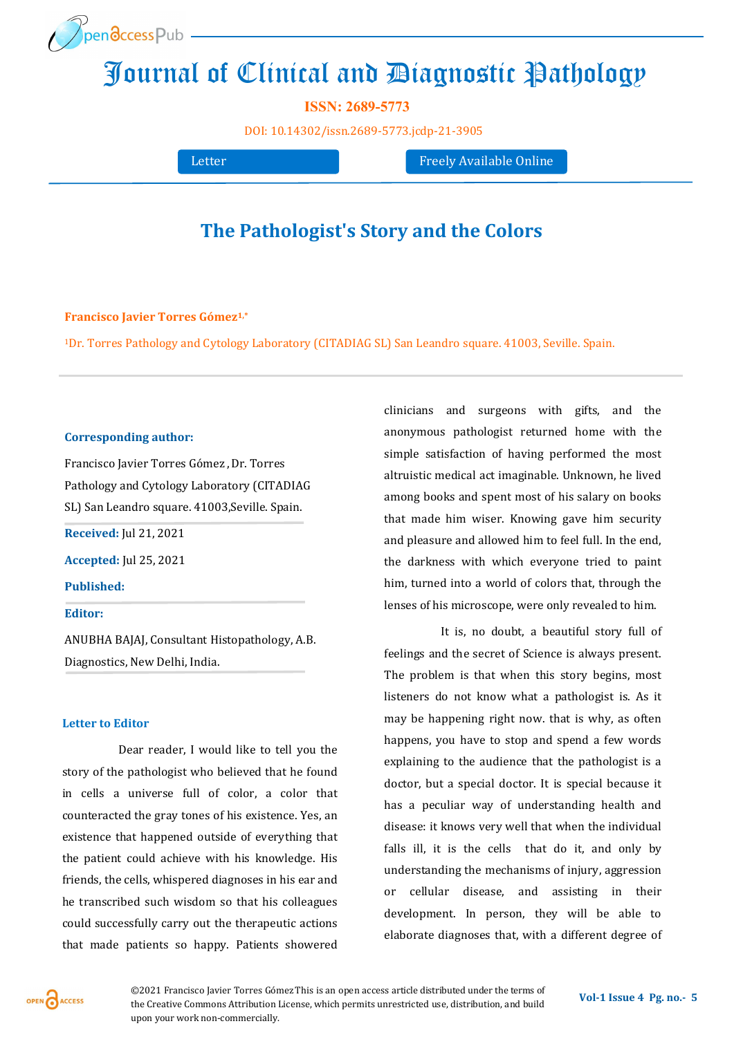# Journal of Clinical and Diagnostic Pathology

**ISSN: 2689-5773**

DOI: 10.14302/issn.2689-5773.jcdp-21-3905

Letter | Freely Available Online

## The Pathologist's Story and the Colors

**Francisco Javier Torres Gómez[1,*]**

[1]Dr. Torres Pathology and Cytology Laboratory (CITADIAG SL) San Leandro square. 41003, Seville. Spain.

**Corresponding author:**

Francisco Javier Torres Gómez , Dr. Torres Pathology and Cytology Laboratory (CITADIAG SL) San Leandro square. 41003,Seville. Spain.

**Received:** Jul 21, 2021

**Accepted:** Jul 25, 2021

**Published:**

**Editor:**

ANUBHA BAJAJ, Consultant Histopathology, A.B. Diagnostics, New Delhi, India.

### Letter to Editor

Dear reader, I would like to tell you the story of the pathologist who believed that he found in cells a universe full of color, a color that counteracted the gray tones of his existence. Yes, an existence that happened outside of everything that the patient could achieve with his knowledge. His friends, the cells, whispered diagnoses in his ear and he transcribed such wisdom so that his colleagues could successfully carry out the therapeutic actions that made patients so happy. Patients showered clinicians and surgeons with gifts, and the anonymous pathologist returned home with the simple satisfaction of having performed the most altruistic medical act imaginable. Unknown, he lived among books and spent most of his salary on books that made him wiser. Knowing gave him security and pleasure and allowed him to feel full. In the end, the darkness with which everyone tried to paint him, turned into a world of colors that, through the lenses of his microscope, were only revealed to him.

It is, no doubt, a beautiful story full of feelings and the secret of Science is always present. The problem is that when this story begins, most listeners do not know what a pathologist is. As it may be happening right now. that is why, as often happens, you have to stop and spend a few words explaining to the audience that the pathologist is a doctor, but a special doctor. It is special because it has a peculiar way of understanding health and disease: it knows very well that when the individual falls ill, it is the cells that do it, and only by understanding the mechanisms of injury, aggression or cellular disease, and assisting in their development. In person, they will be able to elaborate diagnoses that, with a different degree of

©2021 Francisco Javier Torres Gómez This is an open access article distributed under the terms of the Creative Commons Attribution License, which permits unrestricted use, distribution, and build upon your work non-commercially.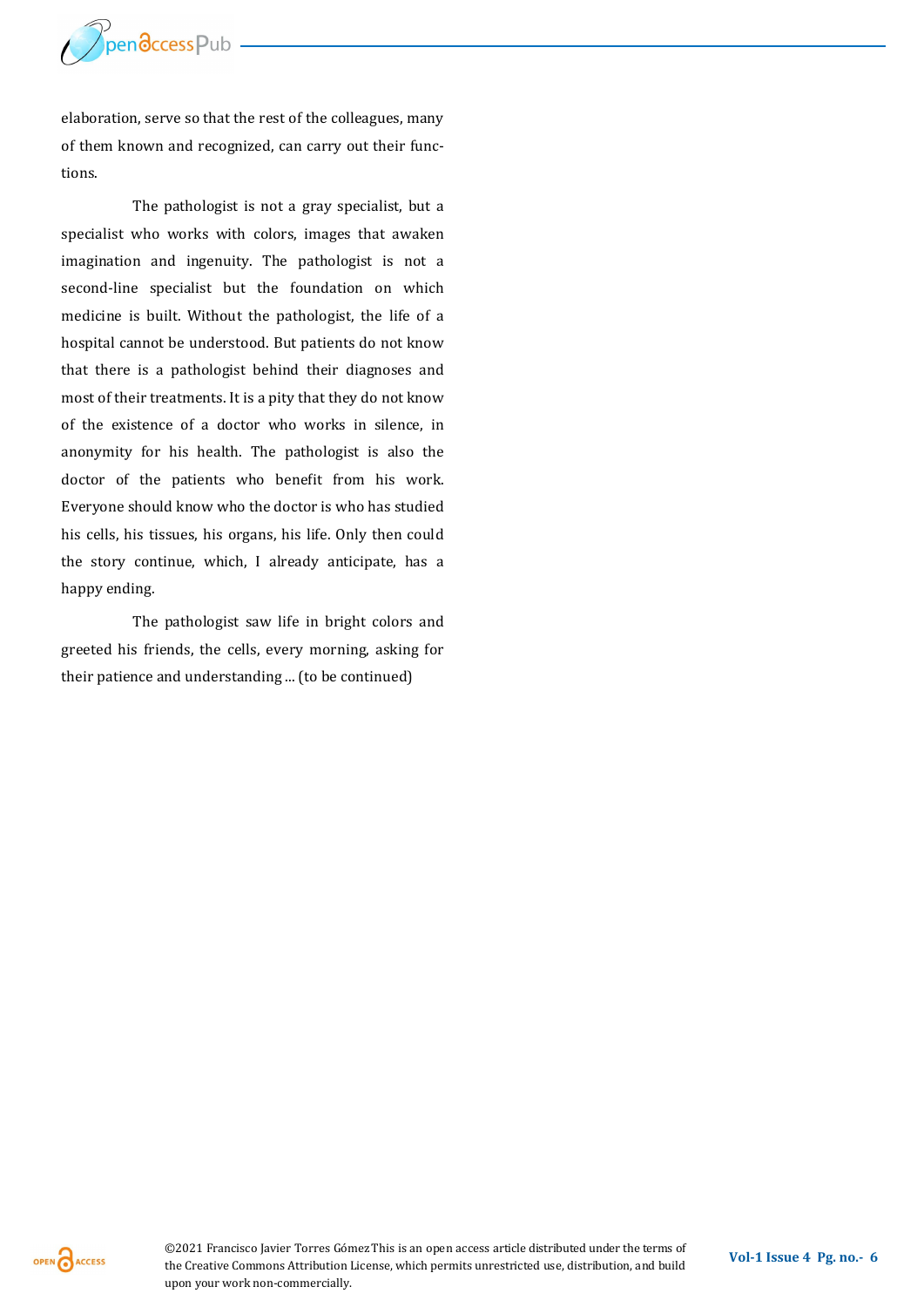elaboration, serve so that the rest of the colleagues, many of them known and recognized, can carry out their functions.

The pathologist is not a gray specialist, but a specialist who works with colors, images that awaken imagination and ingenuity. The pathologist is not a second-line specialist but the foundation on which medicine is built. Without the pathologist, the life of a hospital cannot be understood. But patients do not know that there is a pathologist behind their diagnoses and most of their treatments. It is a pity that they do not know of the existence of a doctor who works in silence, in anonymity for his health. The pathologist is also the doctor of the patients who benefit from his work. Everyone should know who the doctor is who has studied his cells, his tissues, his organs, his life. Only then could the story continue, which, I already anticipate, has a happy ending.

The pathologist saw life in bright colors and greeted his friends, the cells, every morning, asking for their patience and understanding ... (to be continued)

©2021 Francisco Javier Torres Gómez This is an open access article distributed under the terms of the Creative Commons Attribution License, which permits unrestricted use, distribution, and build upon your work non-commercially.